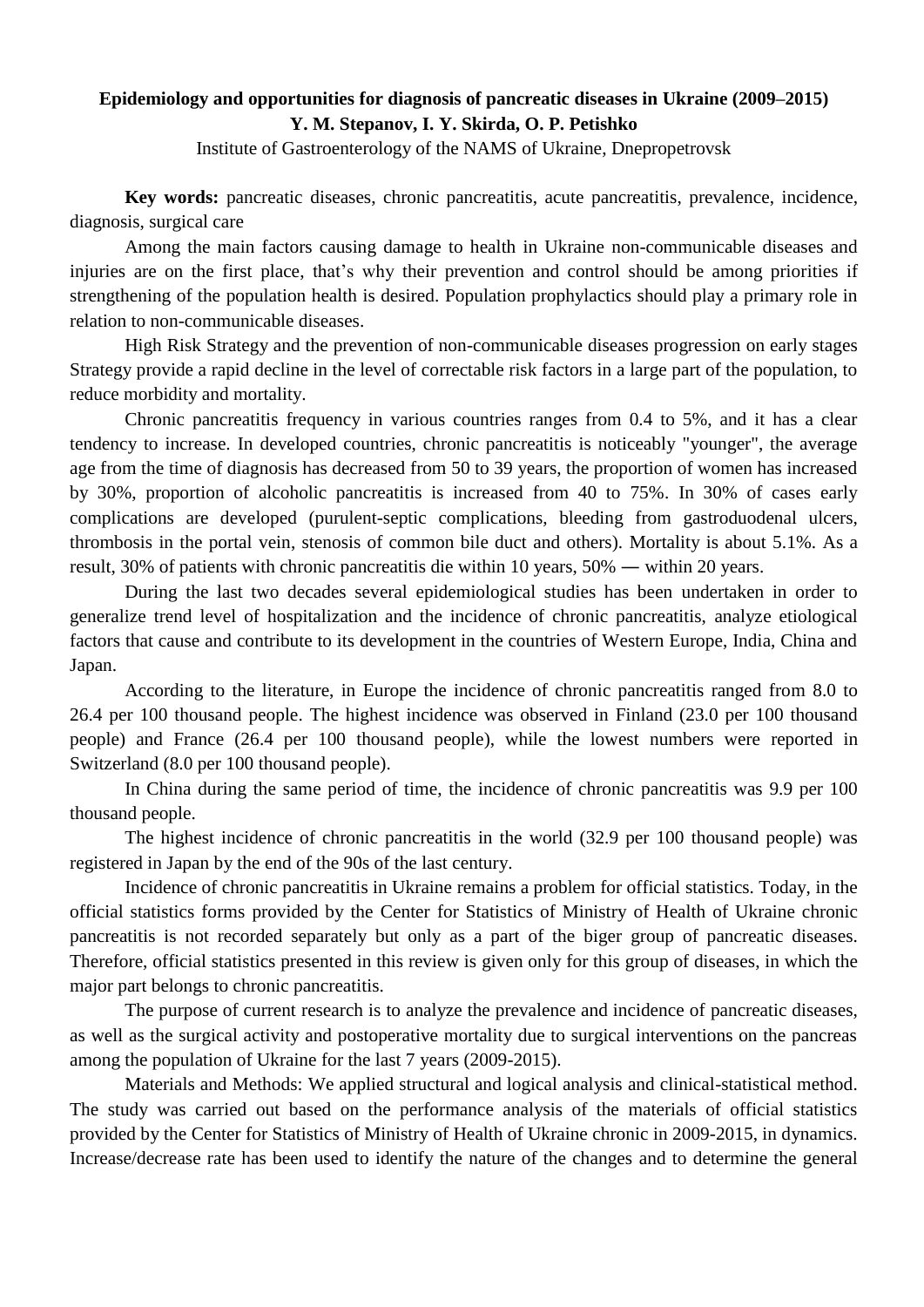# Epidemiology and opportunities for diagnosis of pancreatic diseases in Ukraine (2009–2015)

**Y. M. Stepanov, I. Y. Skirda, O. P. Petishko**

Institute of Gastroenterology of the NAMS of Ukraine, Dnepropetrovsk

**Key words:** pancreatic diseases, chronic pancreatitis, acute pancreatitis, prevalence, incidence, diagnosis, surgical care

Among the main factors causing damage to health in Ukraine non-communicable diseases and injuries are on the first place, that's why their prevention and control should be among priorities if strengthening of the population health is desired. Population prophylactics should play a primary role in relation to non-communicable diseases.

High Risk Strategy and the prevention of non-communicable diseases progression on early stages Strategy provide a rapid decline in the level of correctable risk factors in a large part of the population, to reduce morbidity and mortality.

Chronic pancreatitis frequency in various countries ranges from 0.4 to 5%, and it has a clear tendency to increase. In developed countries, chronic pancreatitis is noticeably "younger", the average age from the time of diagnosis has decreased from 50 to 39 years, the proportion of women has increased by 30%, proportion of alcoholic pancreatitis is increased from 40 to 75%. In 30% of cases early complications are developed (purulent-septic complications, bleeding from gastroduodenal ulcers, thrombosis in the portal vein, stenosis of common bile duct and others). Mortality is about 5.1%. As a result, 30% of patients with chronic pancreatitis die within 10 years, 50% ― within 20 years.

During the last two decades several epidemiological studies has been undertaken in order to generalize trend level of hospitalization and the incidence of chronic pancreatitis, analyze etiological factors that cause and contribute to its development in the countries of Western Europe, India, China and Japan.

According to the literature, in Europe the incidence of chronic pancreatitis ranged from 8.0 to 26.4 per 100 thousand people. The highest incidence was observed in Finland (23.0 per 100 thousand people) and France (26.4 per 100 thousand people), while the lowest numbers were reported in Switzerland (8.0 per 100 thousand people).

In China during the same period of time, the incidence of chronic pancreatitis was 9.9 per 100 thousand people.

The highest incidence of chronic pancreatitis in the world (32.9 per 100 thousand people) was registered in Japan by the end of the 90s of the last century.

Incidence of chronic pancreatitis in Ukraine remains a problem for official statistics. Today, in the official statistics forms provided by the Center for Statistics of Ministry of Health of Ukraine chronic pancreatitis is not recorded separately but only as a part of the biger group of pancreatic diseases. Therefore, official statistics presented in this review is given only for this group of diseases, in which the major part belongs to chronic pancreatitis.

The purpose of current research is to analyze the prevalence and incidence of pancreatic diseases, as well as the surgical activity and postoperative mortality due to surgical interventions on the pancreas among the population of Ukraine for the last 7 years (2009-2015).

Materials and Methods: We applied structural and logical analysis and clinical-statistical method. The study was carried out based on the performance analysis of the materials of official statistics provided by the Center for Statistics of Ministry of Health of Ukraine chronic in 2009-2015, in dynamics. Increase/decrease rate has been used to identify the nature of the changes and to determine the general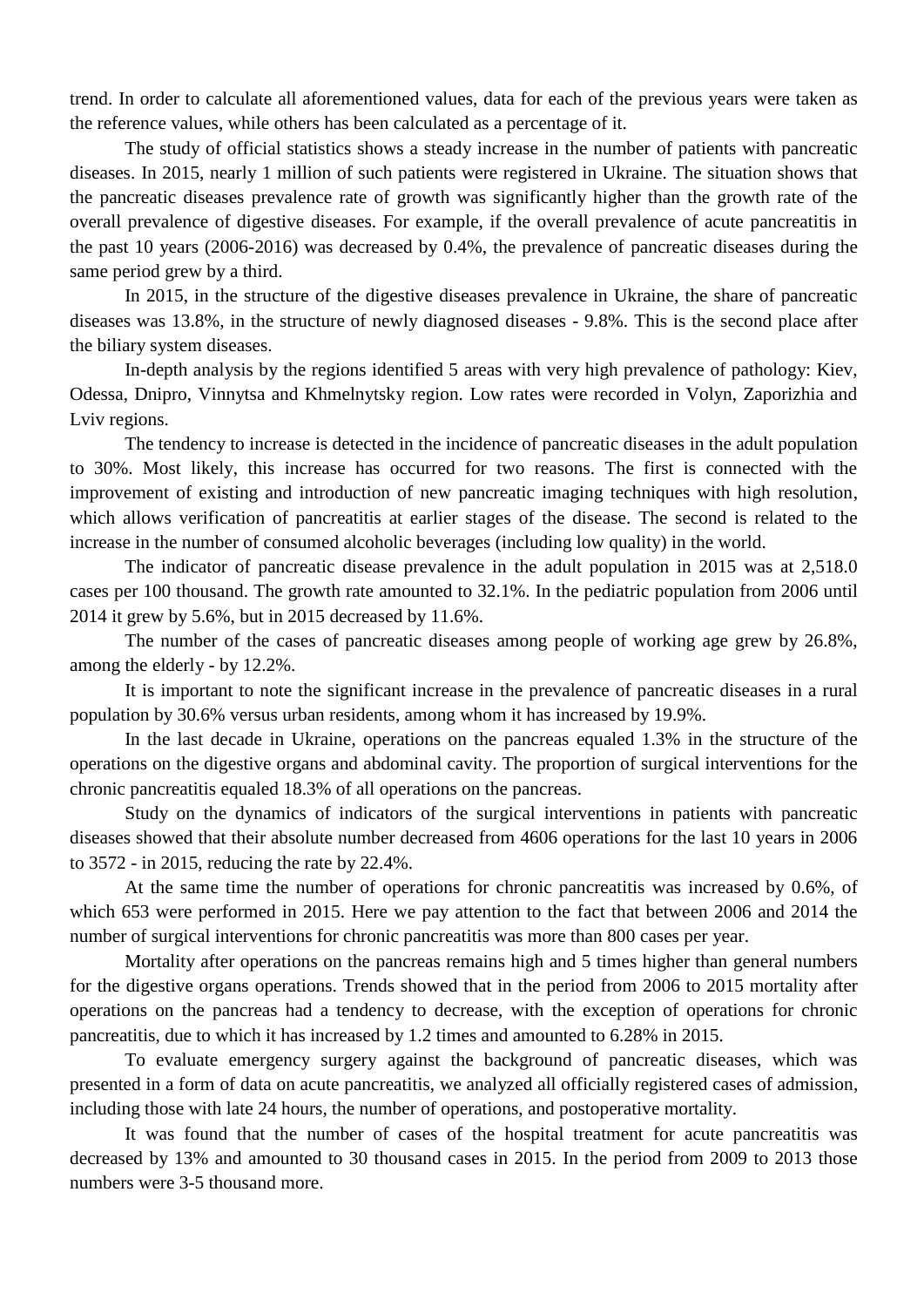trend. In order to calculate all aforementioned values, data for each of the previous years were taken as the reference values, while others has been calculated as a percentage of it.

The study of official statistics shows a steady increase in the number of patients with pancreatic diseases. In 2015, nearly 1 million of such patients were registered in Ukraine. The situation shows that the pancreatic diseases prevalence rate of growth was significantly higher than the growth rate of the overall prevalence of digestive diseases. For example, if the overall prevalence of acute pancreatitis in the past 10 years (2006-2016) was decreased by 0.4%, the prevalence of pancreatic diseases during the same period grew by a third.

In 2015, in the structure of the digestive diseases prevalence in Ukraine, the share of pancreatic diseases was 13.8%, in the structure of newly diagnosed diseases - 9.8%. This is the second place after the biliary system diseases.

In-depth analysis by the regions identified 5 areas with very high prevalence of pathology: Kiev, Odessa, Dnipro, Vinnytsa and Khmelnytsky region. Low rates were recorded in Volyn, Zaporizhia and Lviv regions.

The tendency to increase is detected in the incidence of pancreatic diseases in the adult population to 30%. Most likely, this increase has occurred for two reasons. The first is connected with the improvement of existing and introduction of new pancreatic imaging techniques with high resolution, which allows verification of pancreatitis at earlier stages of the disease. The second is related to the increase in the number of consumed alcoholic beverages (including low quality) in the world.

The indicator of pancreatic disease prevalence in the adult population in 2015 was at 2,518.0 cases per 100 thousand. The growth rate amounted to 32.1%. In the pediatric population from 2006 until 2014 it grew by 5.6%, but in 2015 decreased by 11.6%.

The number of the cases of pancreatic diseases among people of working age grew by 26.8%, among the elderly - by 12.2%.

It is important to note the significant increase in the prevalence of pancreatic diseases in a rural population by 30.6% versus urban residents, among whom it has increased by 19.9%.

In the last decade in Ukraine, operations on the pancreas equaled 1.3% in the structure of the operations on the digestive organs and abdominal cavity. The proportion of surgical interventions for the chronic pancreatitis equaled 18.3% of all operations on the pancreas.

Study on the dynamics of indicators of the surgical interventions in patients with pancreatic diseases showed that their absolute number decreased from 4606 operations for the last 10 years in 2006 to 3572 - in 2015, reducing the rate by 22.4%.

At the same time the number of operations for chronic pancreatitis was increased by 0.6%, of which 653 were performed in 2015. Here we pay attention to the fact that between 2006 and 2014 the number of surgical interventions for chronic pancreatitis was more than 800 cases per year.

Mortality after operations on the pancreas remains high and 5 times higher than general numbers for the digestive organs operations. Trends showed that in the period from 2006 to 2015 mortality after operations on the pancreas had a tendency to decrease, with the exception of operations for chronic pancreatitis, due to which it has increased by 1.2 times and amounted to 6.28% in 2015.

To evaluate emergency surgery against the background of pancreatic diseases, which was presented in a form of data on acute pancreatitis, we analyzed all officially registered cases of admission, including those with late 24 hours, the number of operations, and postoperative mortality.

It was found that the number of cases of the hospital treatment for acute pancreatitis was decreased by 13% and amounted to 30 thousand cases in 2015. In the period from 2009 to 2013 those numbers were 3-5 thousand more.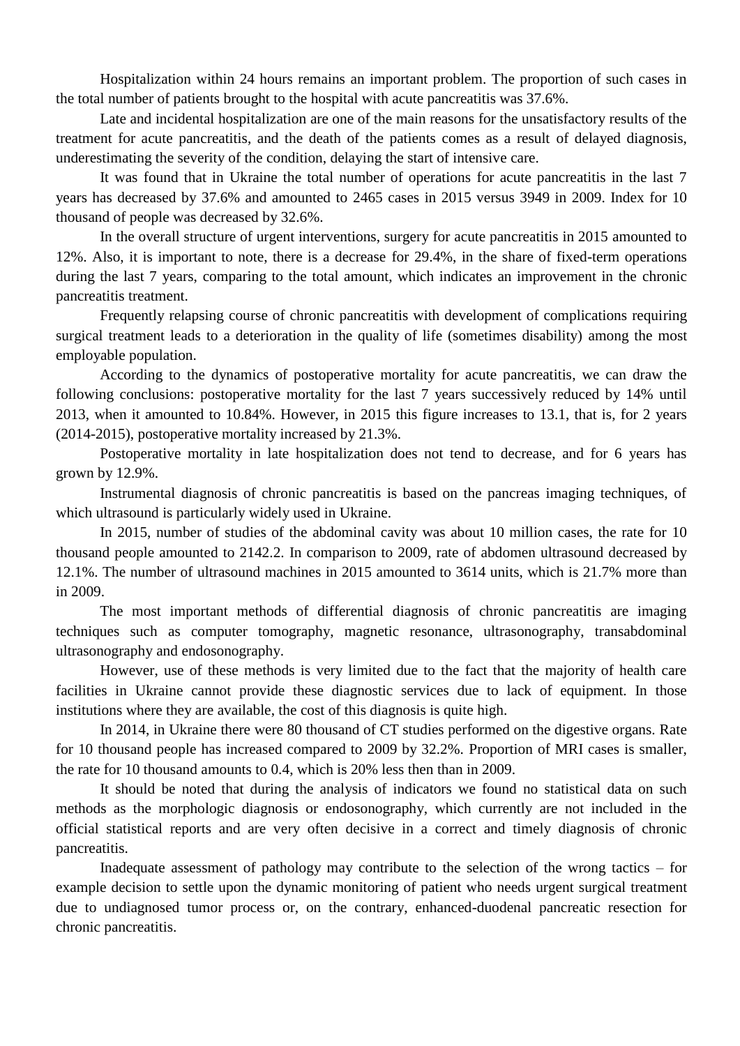Hospitalization within 24 hours remains an important problem. The proportion of such cases in the total number of patients brought to the hospital with acute pancreatitis was 37.6%.

Late and incidental hospitalization are one of the main reasons for the unsatisfactory results of the treatment for acute pancreatitis, and the death of the patients comes as a result of delayed diagnosis, underestimating the severity of the condition, delaying the start of intensive care.

It was found that in Ukraine the total number of operations for acute pancreatitis in the last 7 years has decreased by 37.6% and amounted to 2465 cases in 2015 versus 3949 in 2009. Index for 10 thousand of people was decreased by 32.6%.

In the overall structure of urgent interventions, surgery for acute pancreatitis in 2015 amounted to 12%. Also, it is important to note, there is a decrease for 29.4%, in the share of fixed-term operations during the last 7 years, comparing to the total amount, which indicates an improvement in the chronic pancreatitis treatment.

Frequently relapsing course of chronic pancreatitis with development of complications requiring surgical treatment leads to a deterioration in the quality of life (sometimes disability) among the most employable population.

According to the dynamics of postoperative mortality for acute pancreatitis, we can draw the following conclusions: postoperative mortality for the last 7 years successively reduced by 14% until 2013, when it amounted to 10.84%. However, in 2015 this figure increases to 13.1, that is, for 2 years (2014-2015), postoperative mortality increased by 21.3%.

Postoperative mortality in late hospitalization does not tend to decrease, and for 6 years has grown by 12.9%.

Instrumental diagnosis of chronic pancreatitis is based on the pancreas imaging techniques, of which ultrasound is particularly widely used in Ukraine.

In 2015, number of studies of the abdominal cavity was about 10 million cases, the rate for 10 thousand people amounted to 2142.2. In comparison to 2009, rate of abdomen ultrasound decreased by 12.1%. The number of ultrasound machines in 2015 amounted to 3614 units, which is 21.7% more than in 2009.

The most important methods of differential diagnosis of chronic pancreatitis are imaging techniques such as computer tomography, magnetic resonance, ultrasonography, transabdominal ultrasonography and endosonography.

However, use of these methods is very limited due to the fact that the majority of health care facilities in Ukraine cannot provide these diagnostic services due to lack of equipment. In those institutions where they are available, the cost of this diagnosis is quite high.

In 2014, in Ukraine there were 80 thousand of CT studies performed on the digestive organs. Rate for 10 thousand people has increased compared to 2009 by 32.2%. Proportion of MRI cases is smaller, the rate for 10 thousand amounts to 0.4, which is 20% less then than in 2009.

It should be noted that during the analysis of indicators we found no statistical data on such methods as the morphologic diagnosis or endosonography, which currently are not included in the official statistical reports and are very often decisive in a correct and timely diagnosis of chronic pancreatitis.

Inadequate assessment of pathology may contribute to the selection of the wrong tactics – for example decision to settle upon the dynamic monitoring of patient who needs urgent surgical treatment due to undiagnosed tumor process or, on the contrary, enhanced-duodenal pancreatic resection for chronic pancreatitis.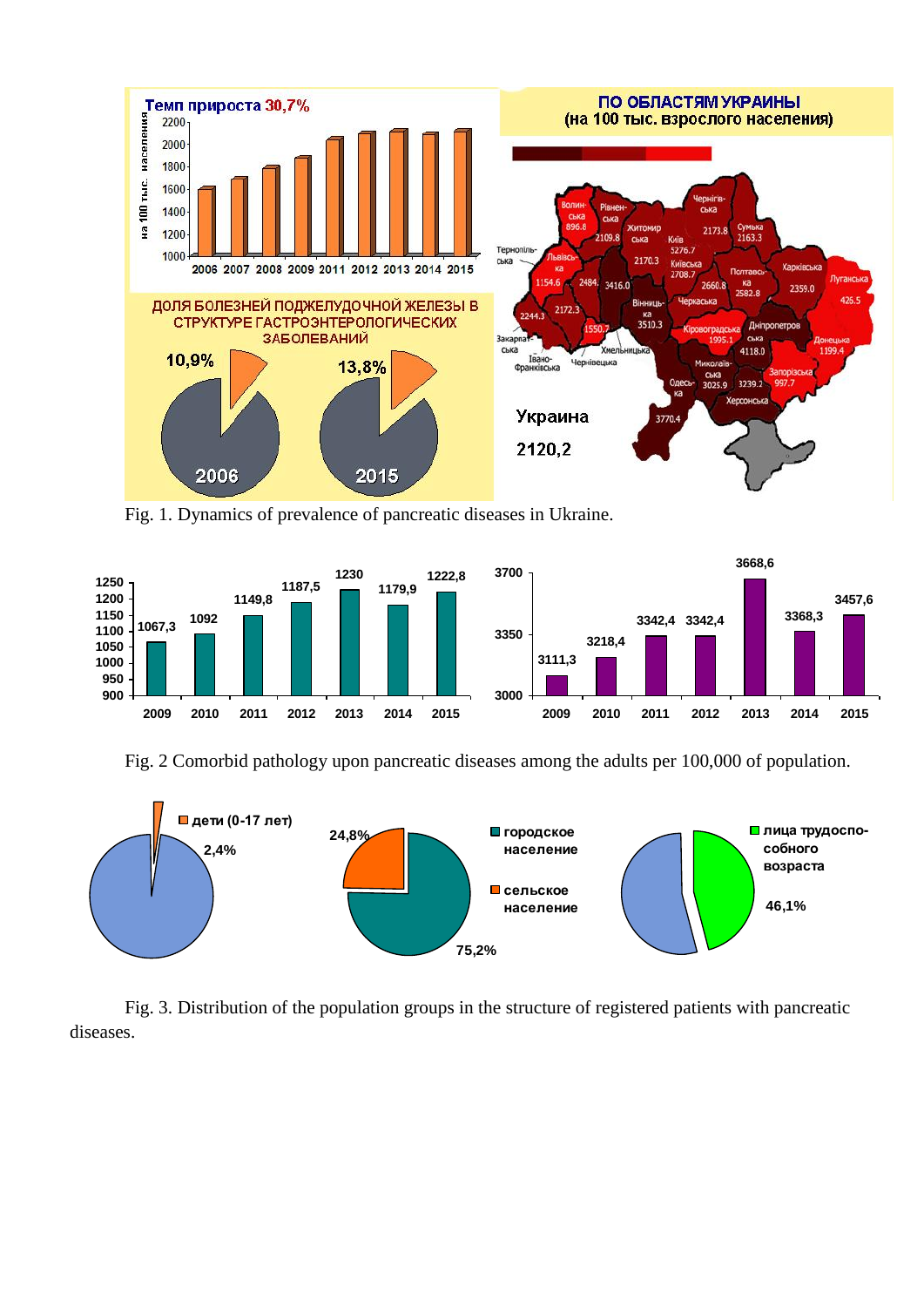Fig. 1. Dynamics of prevalence of pancreatic diseases in Ukraine.

Fig. 2 Comorbid pathology upon pancreatic diseases among the adults per 100,000 of population.

Fig. 3. Distribution of the population groups in the structure of registered patients with pancreatic diseases.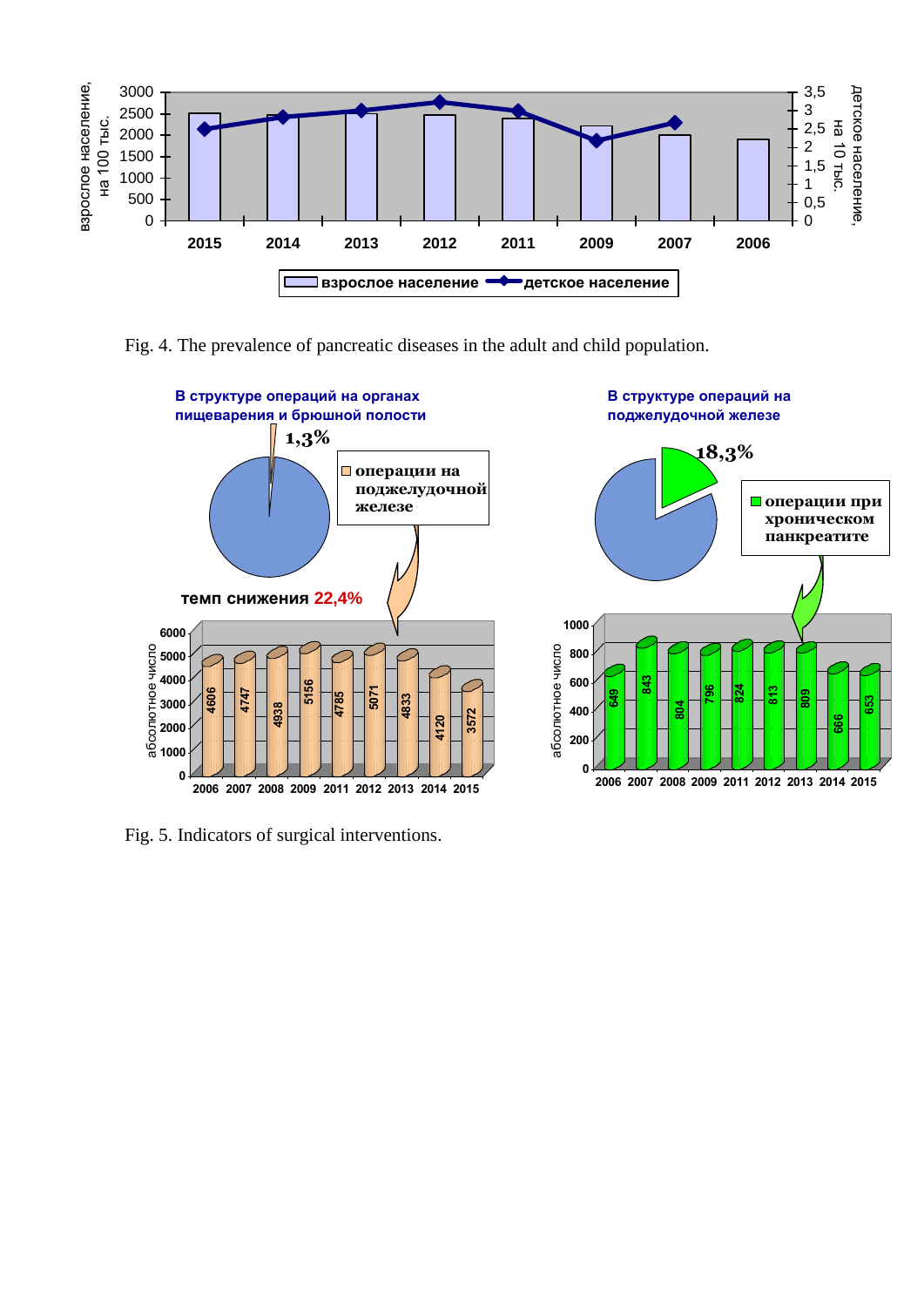Fig. 4. The prevalence of pancreatic diseases in the adult and child population.

Fig. 5. Indicators of surgical interventions.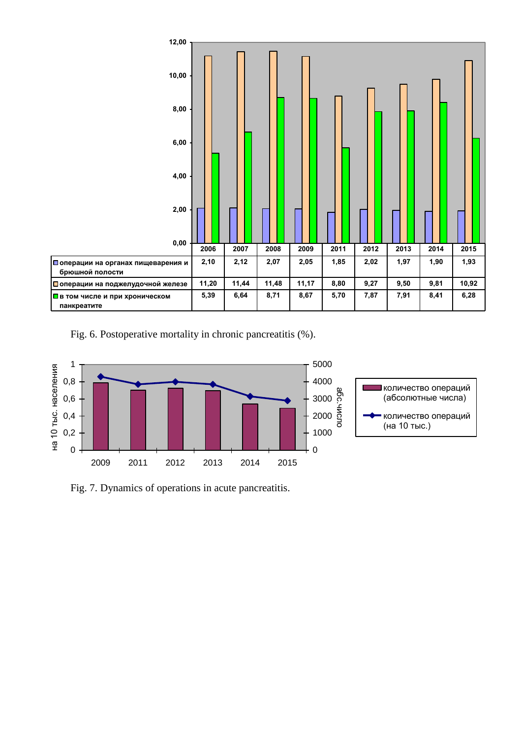| | 2006 | 2007 | 2008 | 2009 | 2011 | 2012 | 2013 | 2014 | 2015 |
|---|---|---|---|---|---|---|---|---|---|
| операции на органах пищеварения и брюшной полости | 2,10 | 2,12 | 2,07 | 2,05 | 1,85 | 2,02 | 1,97 | 1,90 | 1,93 |
| операции на поджелудочной железе | 11,20 | 11,44 | 11,48 | 11,17 | 8,80 | 9,27 | 9,50 | 9,81 | 10,92 |
| в том числе и при хроническом панкреатите | 5,39 | 6,64 | 8,71 | 8,67 | 5,70 | 7,87 | 7,91 | 8,41 | 6,28 |

Fig. 6. Postoperative mortality in chronic pancreatitis (%).

Fig. 7. Dynamics of operations in acute pancreatitis.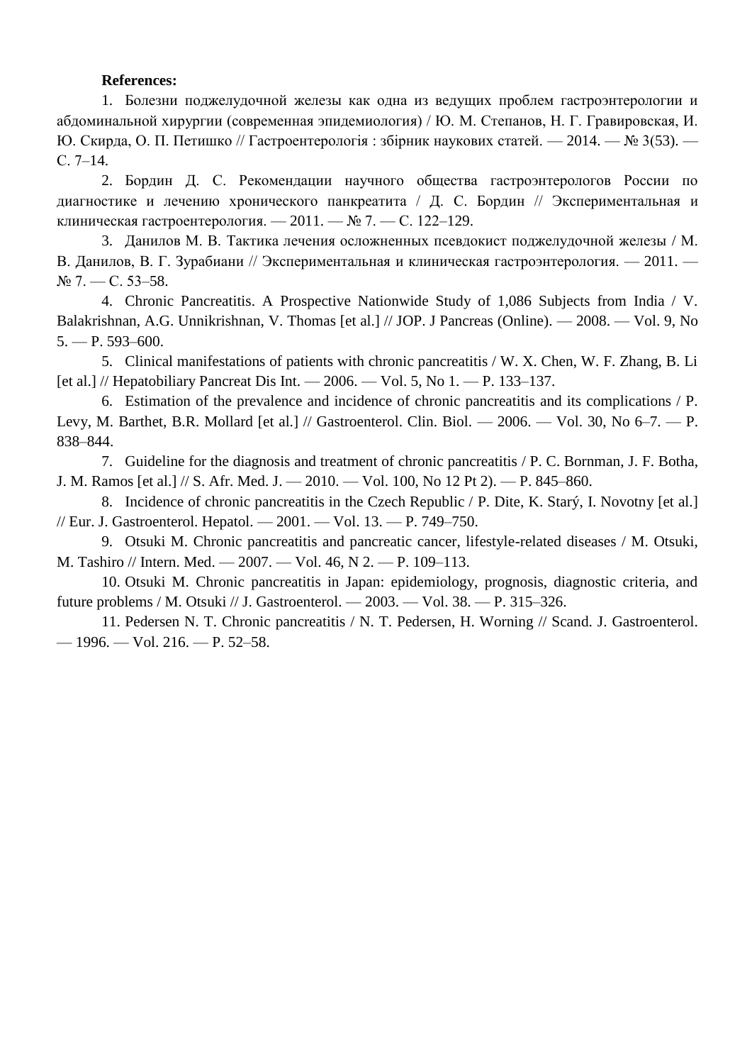**References:**

1. Болезни поджелудочной железы как одна из ведущих проблем гастроэнтерологии и абдоминальной хирургии (современная эпидемиология) / Ю. М. Степанов, Н. Г. Гравировская, И. Ю. Скирда, О. П. Петишко // Гастроентерологія : збірник наукових статей. — 2014. — № 3(53). — С. 7–14.
2. Бордин Д. С. Рекомендации научного общества гастроэнтерологов России по диагностике и лечению хронического панкреатита / Д. С. Бордин // Экспериментальная и клиническая гастроентерология. — 2011. — № 7. — С. 122–129.
3. Данилов М. В. Тактика лечения осложненных псевдокист поджелудочной железы / М. В. Данилов, В. Г. Зурабиани // Экспериментальная и клиническая гастроэнтерология. — 2011. — № 7. — С. 53–58.
4. Chronic Pancreatitis. A Prospective Nationwide Study of 1,086 Subjects from India / V. Balakrishnan, A.G. Unnikrishnan, V. Thomas [et al.] // JOP. J Pancreas (Online). — 2008. — Vol. 9, No 5. — P. 593–600.
5. Clinical manifestations of patients with chronic pancreatitis / W. X. Chen, W. F. Zhang, B. Li [et al.] // Hepatobiliary Pancreat Dis Int. — 2006. — Vol. 5, No 1. — P. 133–137.
6. Estimation of the prevalence and incidence of chronic pancreatitis and its complications / P. Levy, M. Barthet, B.R. Mollard [et al.] // Gastroenterol. Clin. Biol. — 2006. — Vol. 30, No 6–7. — P. 838–844.
7. Guideline for the diagnosis and treatment of chronic pancreatitis / P. C. Bornman, J. F. Botha, J. M. Ramos [et al.] // S. Afr. Med. J. — 2010. — Vol. 100, No 12 Pt 2). — P. 845–860.
8. Incidence of chronic pancreatitis in the Czech Republic / P. Dite, K. Starý, I. Novotny [et al.] // Eur. J. Gastroenterol. Hepatol. — 2001. — Vol. 13. — P. 749–750.
9. Otsuki M. Chronic pancreatitis and pancreatic cancer, lifestyle-related diseases / M. Otsuki, M. Tashiro // Intern. Med. — 2007. — Vol. 46, N 2. — P. 109–113.
10. Otsuki M. Chronic pancreatitis in Japan: epidemiology, prognosis, diagnostic criteria, and future problems / M. Otsuki // J. Gastroenterol. — 2003. — Vol. 38. — P. 315–326.
11. Pedersen N. T. Chronic pancreatitis / N. T. Pedersen, H. Worning // Scand. J. Gastroenterol. — 1996. — Vol. 216. — P. 52–58.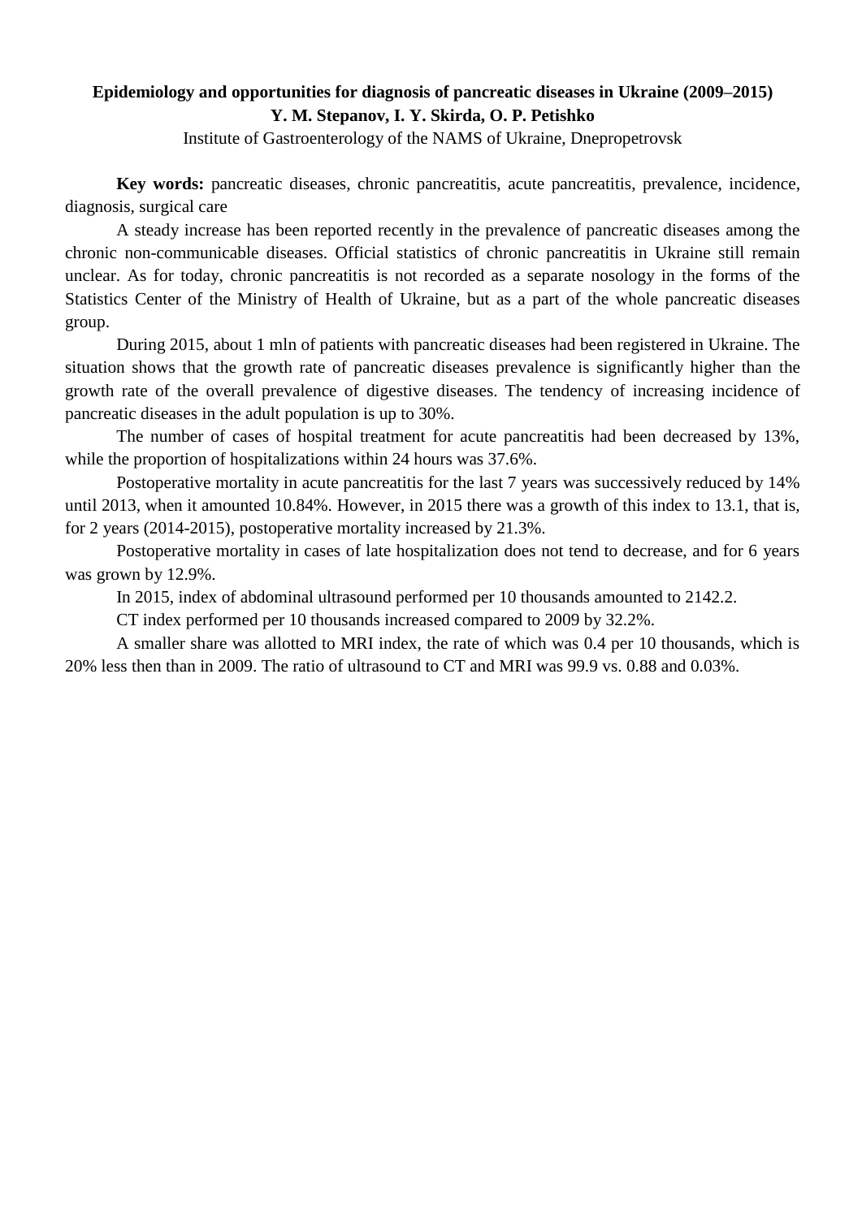**Epidemiology and opportunities for diagnosis of pancreatic diseases in Ukraine (2009–2015)**
**Y. M. Stepanov, I. Y. Skirda, O. P. Petishko**

Institute of Gastroenterology of the NAMS of Ukraine, Dnepropetrovsk

**Key words:** pancreatic diseases, chronic pancreatitis, acute pancreatitis, prevalence, incidence, diagnosis, surgical care

A steady increase has been reported recently in the prevalence of pancreatic diseases among the chronic non-communicable diseases. Official statistics of chronic pancreatitis in Ukraine still remain unclear. As for today, chronic pancreatitis is not recorded as a separate nosology in the forms of the Statistics Center of the Ministry of Health of Ukraine, but as a part of the whole pancreatic diseases group.

During 2015, about 1 mln of patients with pancreatic diseases had been registered in Ukraine. The situation shows that the growth rate of pancreatic diseases prevalence is significantly higher than the growth rate of the overall prevalence of digestive diseases. The tendency of increasing incidence of pancreatic diseases in the adult population is up to 30%.

The number of cases of hospital treatment for acute pancreatitis had been decreased by 13%, while the proportion of hospitalizations within 24 hours was 37.6%.

Postoperative mortality in acute pancreatitis for the last 7 years was successively reduced by 14% until 2013, when it amounted 10.84%. However, in 2015 there was a growth of this index to 13.1, that is, for 2 years (2014-2015), postoperative mortality increased by 21.3%.

Postoperative mortality in cases of late hospitalization does not tend to decrease, and for 6 years was grown by 12.9%.

In 2015, index of abdominal ultrasound performed per 10 thousands amounted to 2142.2.

CT index performed per 10 thousands increased compared to 2009 by 32.2%.

A smaller share was allotted to MRI index, the rate of which was 0.4 per 10 thousands, which is 20% less then than in 2009. The ratio of ultrasound to CT and MRI was 99.9 vs. 0.88 and 0.03%.